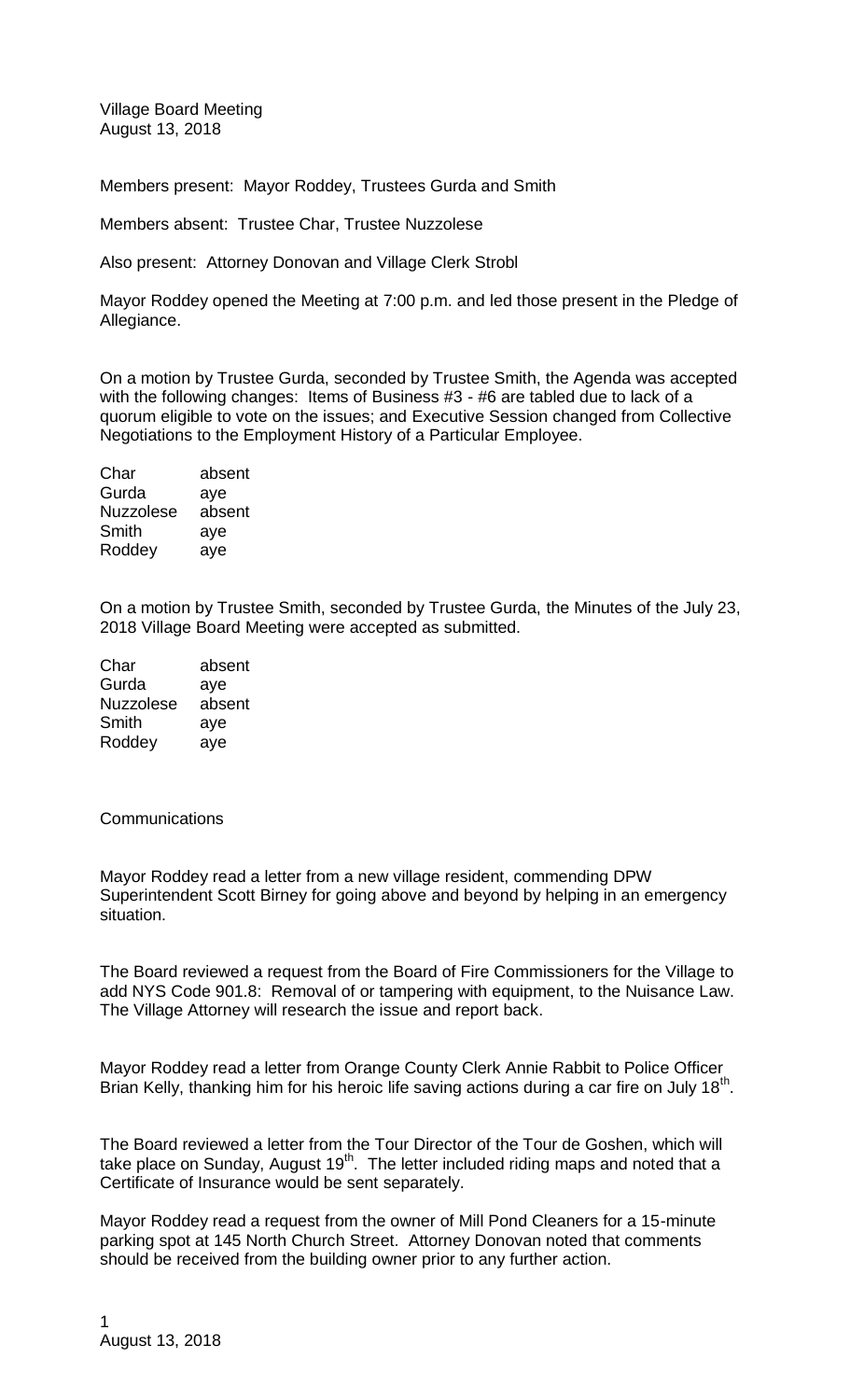Village Board Meeting
August 13, 2018

Members present: Mayor Roddey, Trustees Gurda and Smith

Members absent: Trustee Char, Trustee Nuzzolese

Also present: Attorney Donovan and Village Clerk Strobl

Mayor Roddey opened the Meeting at 7:00 p.m. and led those present in the Pledge of Allegiance.

On a motion by Trustee Gurda, seconded by Trustee Smith, the Agenda was accepted with the following changes: Items of Business #3 - #6 are tabled due to lack of a quorum eligible to vote on the issues; and Executive Session changed from Collective Negotiations to the Employment History of a Particular Employee.

| | |
|---|---|
| Char | absent |
| Gurda | aye |
| Nuzzolese | absent |
| Smith | aye |
| Roddey | aye |

On a motion by Trustee Smith, seconded by Trustee Gurda, the Minutes of the July 23, 2018 Village Board Meeting were accepted as submitted.

| | |
|---|---|
| Char | absent |
| Gurda | aye |
| Nuzzolese | absent |
| Smith | aye |
| Roddey | aye |

Communications

Mayor Roddey read a letter from a new village resident, commending DPW Superintendent Scott Birney for going above and beyond by helping in an emergency situation.

The Board reviewed a request from the Board of Fire Commissioners for the Village to add NYS Code 901.8: Removal of or tampering with equipment, to the Nuisance Law. The Village Attorney will research the issue and report back.

Mayor Roddey read a letter from Orange County Clerk Annie Rabbit to Police Officer Brian Kelly, thanking him for his heroic life saving actions during a car fire on July 18th.

The Board reviewed a letter from the Tour Director of the Tour de Goshen, which will take place on Sunday, August 19th. The letter included riding maps and noted that a Certificate of Insurance would be sent separately.

Mayor Roddey read a request from the owner of Mill Pond Cleaners for a 15-minute parking spot at 145 North Church Street. Attorney Donovan noted that comments should be received from the building owner prior to any further action.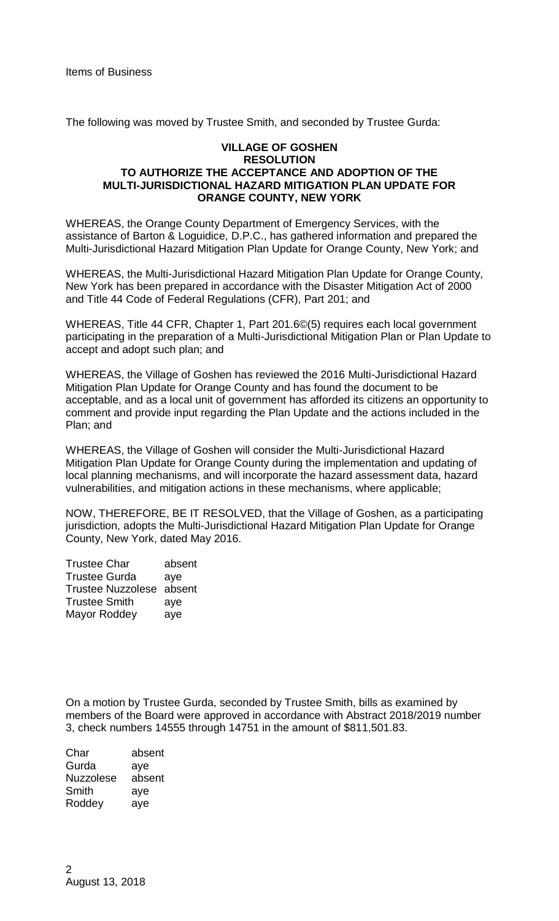Items of Business

The following was moved by Trustee Smith, and seconded by Trustee Gurda:

**VILLAGE OF GOSHEN**
**RESOLUTION**
**TO AUTHORIZE THE ACCEPTANCE AND ADOPTION OF THE MULTI-JURISDICTIONAL HAZARD MITIGATION PLAN UPDATE FOR ORANGE COUNTY, NEW YORK**

WHEREAS, the Orange County Department of Emergency Services, with the assistance of Barton & Loguidice, D.P.C., has gathered information and prepared the Multi-Jurisdictional Hazard Mitigation Plan Update for Orange County, New York; and

WHEREAS, the Multi-Jurisdictional Hazard Mitigation Plan Update for Orange County, New York has been prepared in accordance with the Disaster Mitigation Act of 2000 and Title 44 Code of Federal Regulations (CFR), Part 201; and

WHEREAS, Title 44 CFR, Chapter 1, Part 201.6©(5) requires each local government participating in the preparation of a Multi-Jurisdictional Mitigation Plan or Plan Update to accept and adopt such plan; and

WHEREAS, the Village of Goshen has reviewed the 2016 Multi-Jurisdictional Hazard Mitigation Plan Update for Orange County and has found the document to be acceptable, and as a local unit of government has afforded its citizens an opportunity to comment and provide input regarding the Plan Update and the actions included in the Plan; and

WHEREAS, the Village of Goshen will consider the Multi-Jurisdictional Hazard Mitigation Plan Update for Orange County during the implementation and updating of local planning mechanisms, and will incorporate the hazard assessment data, hazard vulnerabilities, and mitigation actions in these mechanisms, where applicable;

NOW, THEREFORE, BE IT RESOLVED, that the Village of Goshen, as a participating jurisdiction, adopts the Multi-Jurisdictional Hazard Mitigation Plan Update for Orange County, New York, dated May 2016.

| | |
|---|---|
| Trustee Char | absent |
| Trustee Gurda | aye |
| Trustee Nuzzolese | absent |
| Trustee Smith | aye |
| Mayor Roddey | aye |

On a motion by Trustee Gurda, seconded by Trustee Smith, bills as examined by members of the Board were approved in accordance with Abstract 2018/2019 number 3, check numbers 14555 through 14751 in the amount of $811,501.83.

| | |
|---|---|
| Char | absent |
| Gurda | aye |
| Nuzzolese | absent |
| Smith | aye |
| Roddey | aye |

August 13, 2018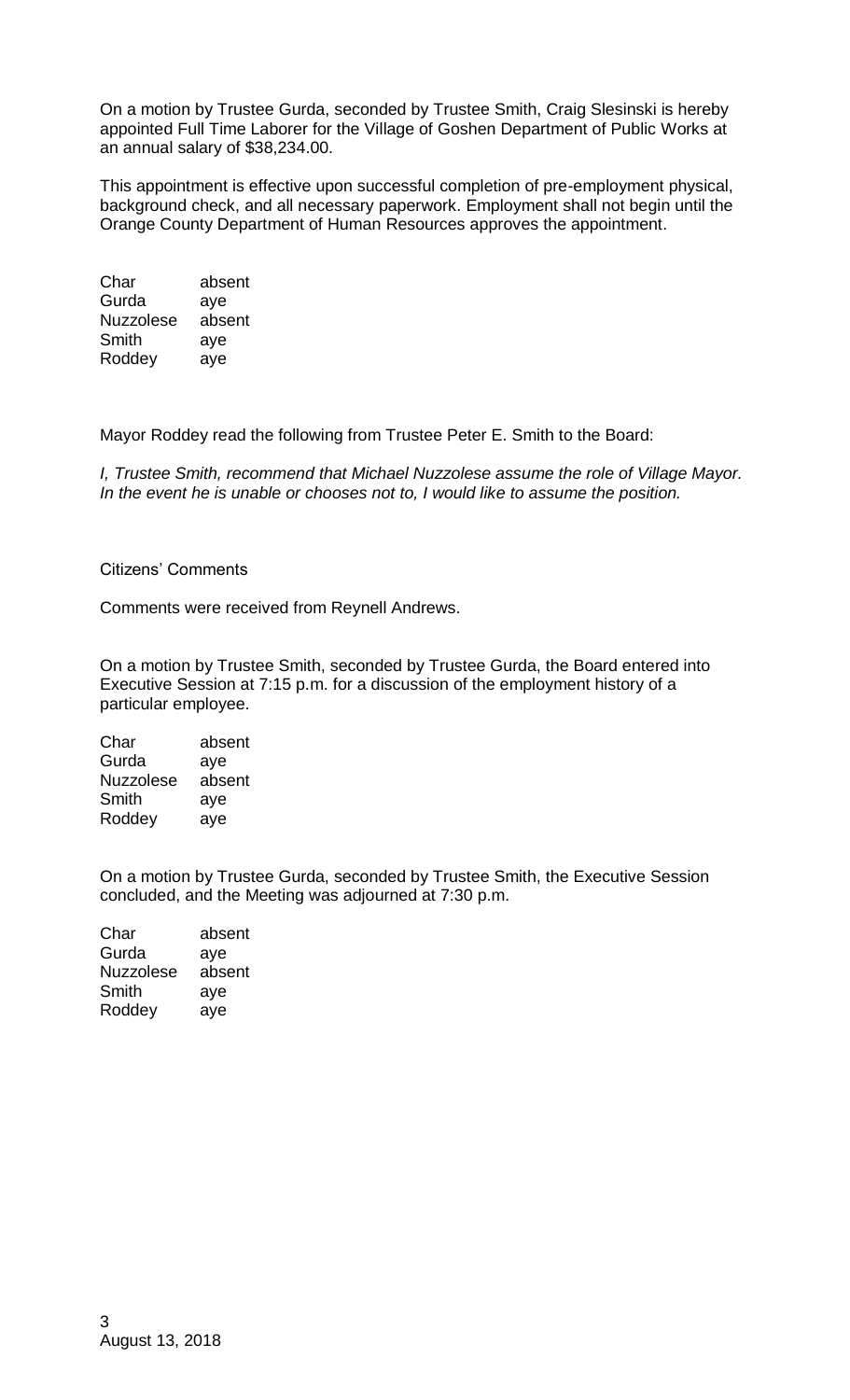On a motion by Trustee Gurda, seconded by Trustee Smith, Craig Slesinski is hereby appointed Full Time Laborer for the Village of Goshen Department of Public Works at an annual salary of $38,234.00.

This appointment is effective upon successful completion of pre-employment physical, background check, and all necessary paperwork. Employment shall not begin until the Orange County Department of Human Resources approves the appointment.

| | |
|---|---|
| Char | absent |
| Gurda | aye |
| Nuzzolese | absent |
| Smith | aye |
| Roddey | aye |

Mayor Roddey read the following from Trustee Peter E. Smith to the Board:

*I, Trustee Smith, recommend that Michael Nuzzolese assume the role of Village Mayor. In the event he is unable or chooses not to, I would like to assume the position.*

Citizens' Comments

Comments were received from Reynell Andrews.

On a motion by Trustee Smith, seconded by Trustee Gurda, the Board entered into Executive Session at 7:15 p.m. for a discussion of the employment history of a particular employee.

| | |
|---|---|
| Char | absent |
| Gurda | aye |
| Nuzzolese | absent |
| Smith | aye |
| Roddey | aye |

On a motion by Trustee Gurda, seconded by Trustee Smith, the Executive Session concluded, and the Meeting was adjourned at 7:30 p.m.

| | |
|---|---|
| Char | absent |
| Gurda | aye |
| Nuzzolese | absent |
| Smith | aye |
| Roddey | aye |

August 13, 2018